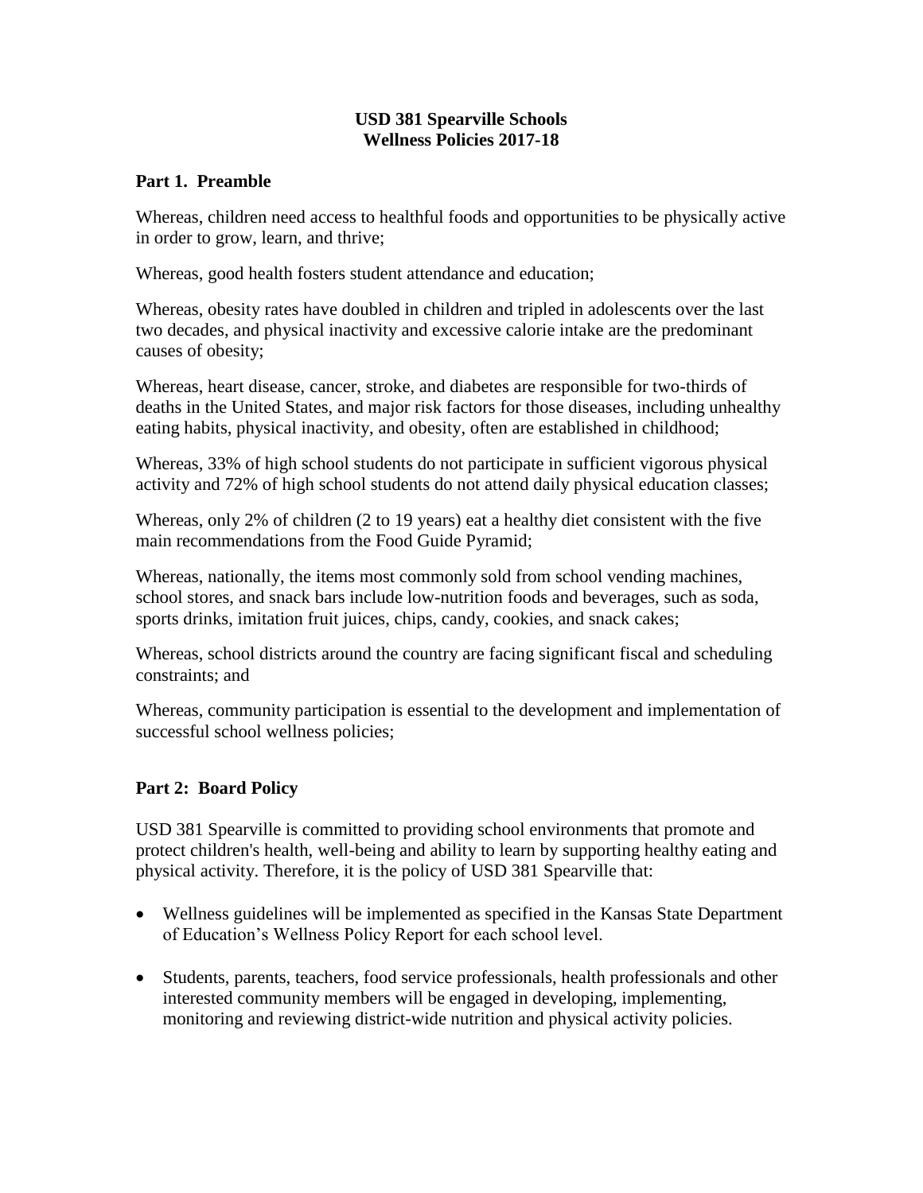# USD 381 Spearville Schools
# Wellness Policies 2017-18

## Part 1. Preamble

Whereas, children need access to healthful foods and opportunities to be physically active in order to grow, learn, and thrive;

Whereas, good health fosters student attendance and education;

Whereas, obesity rates have doubled in children and tripled in adolescents over the last two decades, and physical inactivity and excessive calorie intake are the predominant causes of obesity;

Whereas, heart disease, cancer, stroke, and diabetes are responsible for two-thirds of deaths in the United States, and major risk factors for those diseases, including unhealthy eating habits, physical inactivity, and obesity, often are established in childhood;

Whereas, 33% of high school students do not participate in sufficient vigorous physical activity and 72% of high school students do not attend daily physical education classes;

Whereas, only 2% of children (2 to 19 years) eat a healthy diet consistent with the five main recommendations from the Food Guide Pyramid;

Whereas, nationally, the items most commonly sold from school vending machines, school stores, and snack bars include low-nutrition foods and beverages, such as soda, sports drinks, imitation fruit juices, chips, candy, cookies, and snack cakes;

Whereas, school districts around the country are facing significant fiscal and scheduling constraints; and

Whereas, community participation is essential to the development and implementation of successful school wellness policies;

## Part 2: Board Policy

USD 381 Spearville is committed to providing school environments that promote and protect children's health, well-being and ability to learn by supporting healthy eating and physical activity. Therefore, it is the policy of USD 381 Spearville that:

- Wellness guidelines will be implemented as specified in the Kansas State Department of Education's Wellness Policy Report for each school level.
- Students, parents, teachers, food service professionals, health professionals and other interested community members will be engaged in developing, implementing, monitoring and reviewing district-wide nutrition and physical activity policies.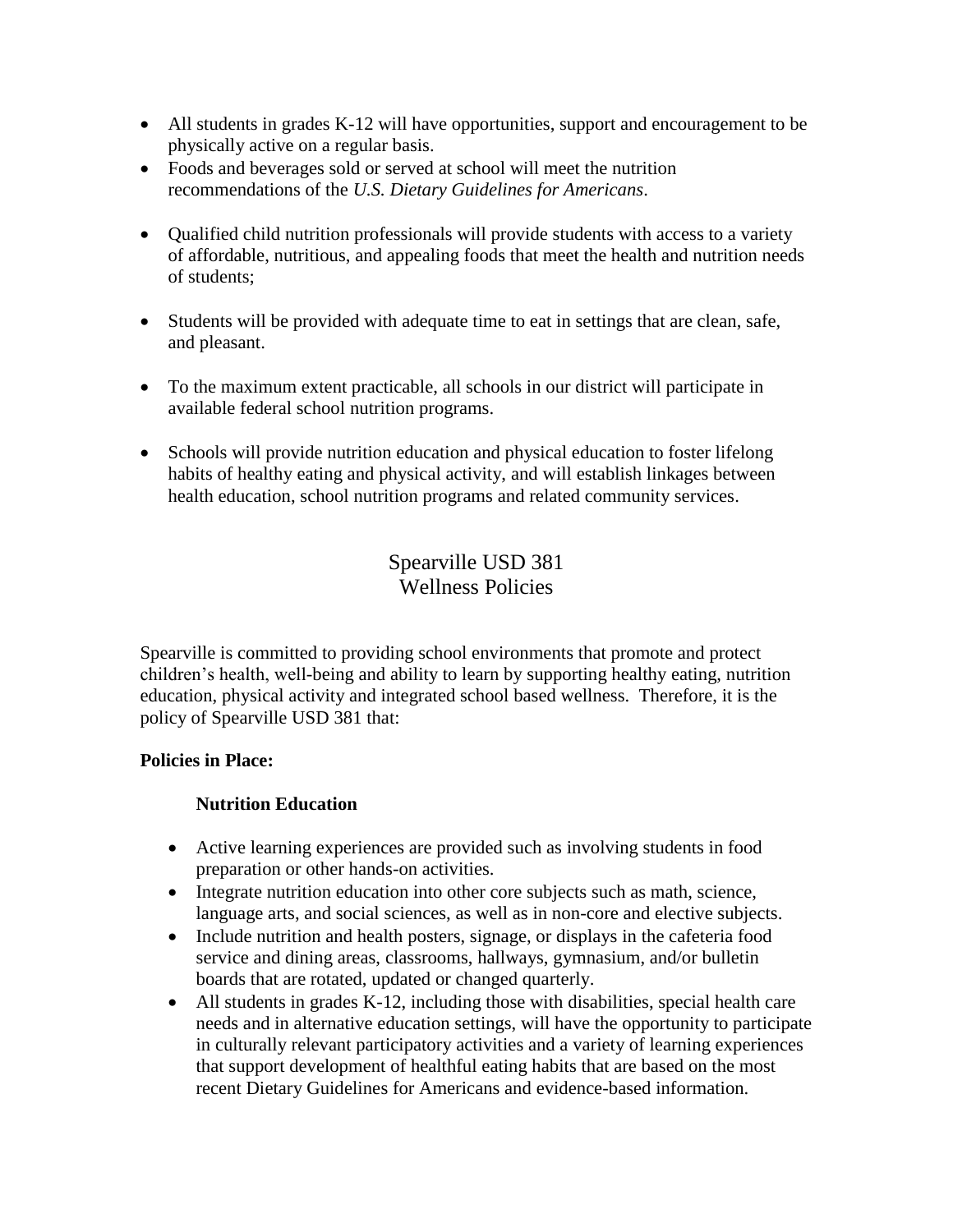- All students in grades K-12 will have opportunities, support and encouragement to be physically active on a regular basis.
- Foods and beverages sold or served at school will meet the nutrition recommendations of the *U.S. Dietary Guidelines for Americans*.
- Qualified child nutrition professionals will provide students with access to a variety of affordable, nutritious, and appealing foods that meet the health and nutrition needs of students;
- Students will be provided with adequate time to eat in settings that are clean, safe, and pleasant.
- To the maximum extent practicable, all schools in our district will participate in available federal school nutrition programs.
- Schools will provide nutrition education and physical education to foster lifelong habits of healthy eating and physical activity, and will establish linkages between health education, school nutrition programs and related community services.

# Spearville USD 381
# Wellness Policies

Spearville is committed to providing school environments that promote and protect children's health, well-being and ability to learn by supporting healthy eating, nutrition education, physical activity and integrated school based wellness. Therefore, it is the policy of Spearville USD 381 that:

**Policies in Place:**

### Nutrition Education

- Active learning experiences are provided such as involving students in food preparation or other hands-on activities.
- Integrate nutrition education into other core subjects such as math, science, language arts, and social sciences, as well as in non-core and elective subjects.
- Include nutrition and health posters, signage, or displays in the cafeteria food service and dining areas, classrooms, hallways, gymnasium, and/or bulletin boards that are rotated, updated or changed quarterly.
- All students in grades K-12, including those with disabilities, special health care needs and in alternative education settings, will have the opportunity to participate in culturally relevant participatory activities and a variety of learning experiences that support development of healthful eating habits that are based on the most recent Dietary Guidelines for Americans and evidence-based information.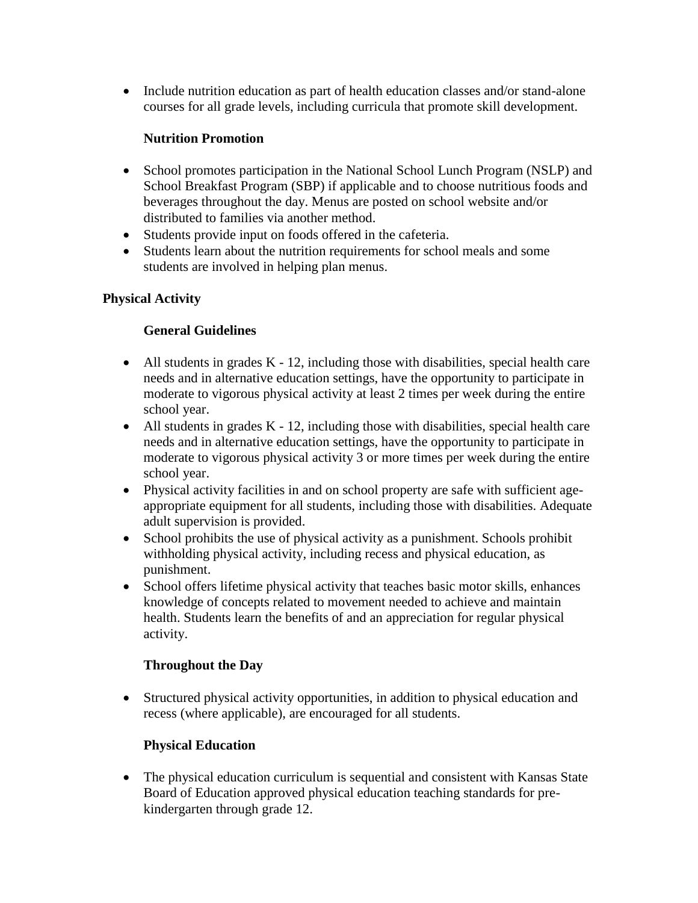- Include nutrition education as part of health education classes and/or stand-alone courses for all grade levels, including curricula that promote skill development.

### Nutrition Promotion

- School promotes participation in the National School Lunch Program (NSLP) and School Breakfast Program (SBP) if applicable and to choose nutritious foods and beverages throughout the day. Menus are posted on school website and/or distributed to families via another method.
- Students provide input on foods offered in the cafeteria.
- Students learn about the nutrition requirements for school meals and some students are involved in helping plan menus.

## Physical Activity

### General Guidelines

- All students in grades K - 12, including those with disabilities, special health care needs and in alternative education settings, have the opportunity to participate in moderate to vigorous physical activity at least 2 times per week during the entire school year.
- All students in grades K - 12, including those with disabilities, special health care needs and in alternative education settings, have the opportunity to participate in moderate to vigorous physical activity 3 or more times per week during the entire school year.
- Physical activity facilities in and on school property are safe with sufficient age-appropriate equipment for all students, including those with disabilities. Adequate adult supervision is provided.
- School prohibits the use of physical activity as a punishment. Schools prohibit withholding physical activity, including recess and physical education, as punishment.
- School offers lifetime physical activity that teaches basic motor skills, enhances knowledge of concepts related to movement needed to achieve and maintain health. Students learn the benefits of and an appreciation for regular physical activity.

### Throughout the Day

- Structured physical activity opportunities, in addition to physical education and recess (where applicable), are encouraged for all students.

### Physical Education

- The physical education curriculum is sequential and consistent with Kansas State Board of Education approved physical education teaching standards for pre-kindergarten through grade 12.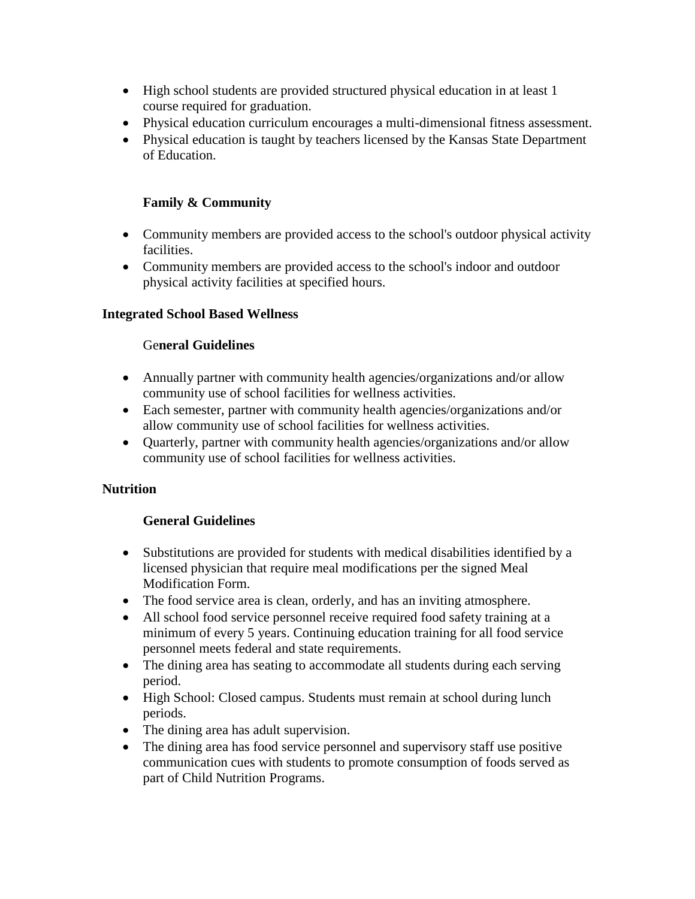- High school students are provided structured physical education in at least 1 course required for graduation.
- Physical education curriculum encourages a multi-dimensional fitness assessment.
- Physical education is taught by teachers licensed by the Kansas State Department of Education.

### Family & Community

- Community members are provided access to the school's outdoor physical activity facilities.
- Community members are provided access to the school's indoor and outdoor physical activity facilities at specified hours.

## Integrated School Based Wellness

### General Guidelines

- Annually partner with community health agencies/organizations and/or allow community use of school facilities for wellness activities.
- Each semester, partner with community health agencies/organizations and/or allow community use of school facilities for wellness activities.
- Quarterly, partner with community health agencies/organizations and/or allow community use of school facilities for wellness activities.

## Nutrition

### General Guidelines

- Substitutions are provided for students with medical disabilities identified by a licensed physician that require meal modifications per the signed Meal Modification Form.
- The food service area is clean, orderly, and has an inviting atmosphere.
- All school food service personnel receive required food safety training at a minimum of every 5 years. Continuing education training for all food service personnel meets federal and state requirements.
- The dining area has seating to accommodate all students during each serving period.
- High School: Closed campus. Students must remain at school during lunch periods.
- The dining area has adult supervision.
- The dining area has food service personnel and supervisory staff use positive communication cues with students to promote consumption of foods served as part of Child Nutrition Programs.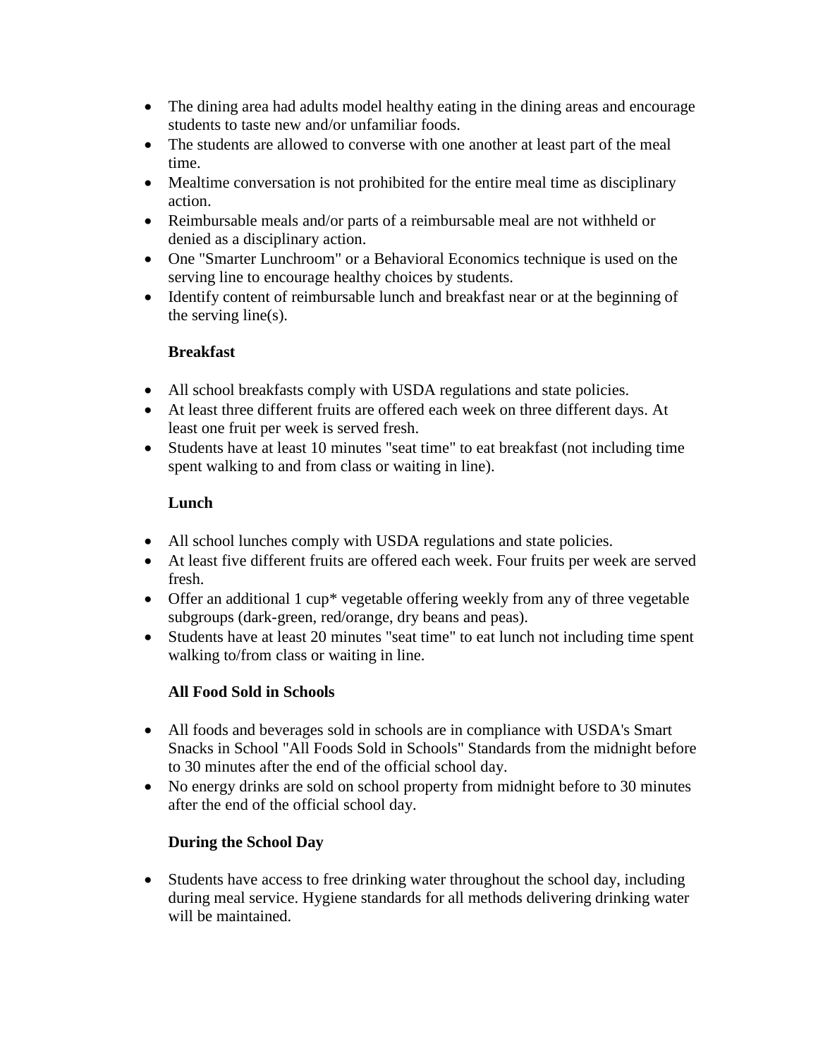- The dining area had adults model healthy eating in the dining areas and encourage students to taste new and/or unfamiliar foods.
- The students are allowed to converse with one another at least part of the meal time.
- Mealtime conversation is not prohibited for the entire meal time as disciplinary action.
- Reimbursable meals and/or parts of a reimbursable meal are not withheld or denied as a disciplinary action.
- One "Smarter Lunchroom" or a Behavioral Economics technique is used on the serving line to encourage healthy choices by students.
- Identify content of reimbursable lunch and breakfast near or at the beginning of the serving line(s).

**Breakfast**

- All school breakfasts comply with USDA regulations and state policies.
- At least three different fruits are offered each week on three different days. At least one fruit per week is served fresh.
- Students have at least 10 minutes "seat time" to eat breakfast (not including time spent walking to and from class or waiting in line).

**Lunch**

- All school lunches comply with USDA regulations and state policies.
- At least five different fruits are offered each week. Four fruits per week are served fresh.
- Offer an additional 1 cup* vegetable offering weekly from any of three vegetable subgroups (dark-green, red/orange, dry beans and peas).
- Students have at least 20 minutes "seat time" to eat lunch not including time spent walking to/from class or waiting in line.

**All Food Sold in Schools**

- All foods and beverages sold in schools are in compliance with USDA's Smart Snacks in School "All Foods Sold in Schools" Standards from the midnight before to 30 minutes after the end of the official school day.
- No energy drinks are sold on school property from midnight before to 30 minutes after the end of the official school day.

**During the School Day**

- Students have access to free drinking water throughout the school day, including during meal service. Hygiene standards for all methods delivering drinking water will be maintained.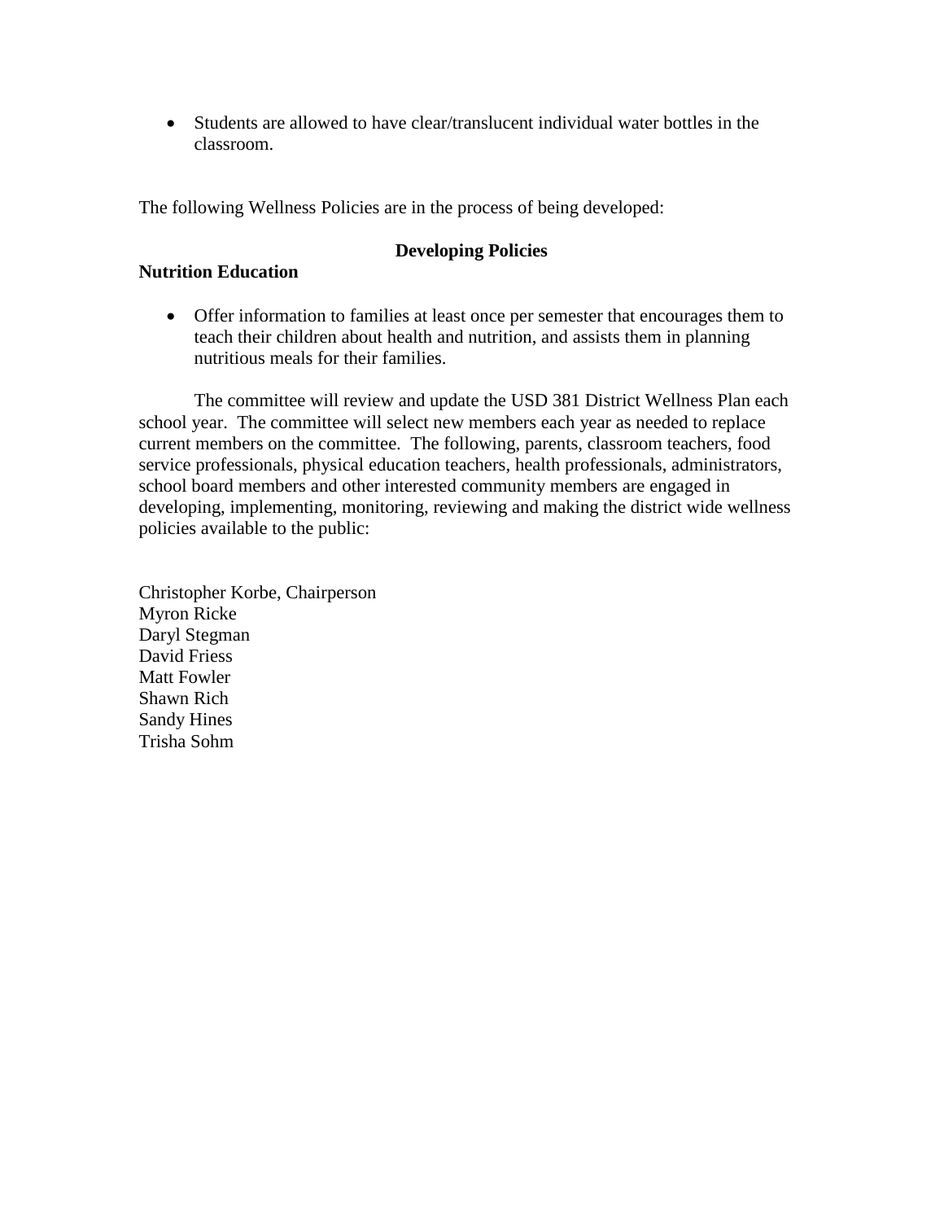- Students are allowed to have clear/translucent individual water bottles in the classroom.

The following Wellness Policies are in the process of being developed:

**Developing Policies**

**Nutrition Education**

- Offer information to families at least once per semester that encourages them to teach their children about health and nutrition, and assists them in planning nutritious meals for their families.

The committee will review and update the USD 381 District Wellness Plan each school year. The committee will select new members each year as needed to replace current members on the committee. The following, parents, classroom teachers, food service professionals, physical education teachers, health professionals, administrators, school board members and other interested community members are engaged in developing, implementing, monitoring, reviewing and making the district wide wellness policies available to the public:

Christopher Korbe, Chairperson
Myron Ricke
Daryl Stegman
David Friess
Matt Fowler
Shawn Rich
Sandy Hines
Trisha Sohm